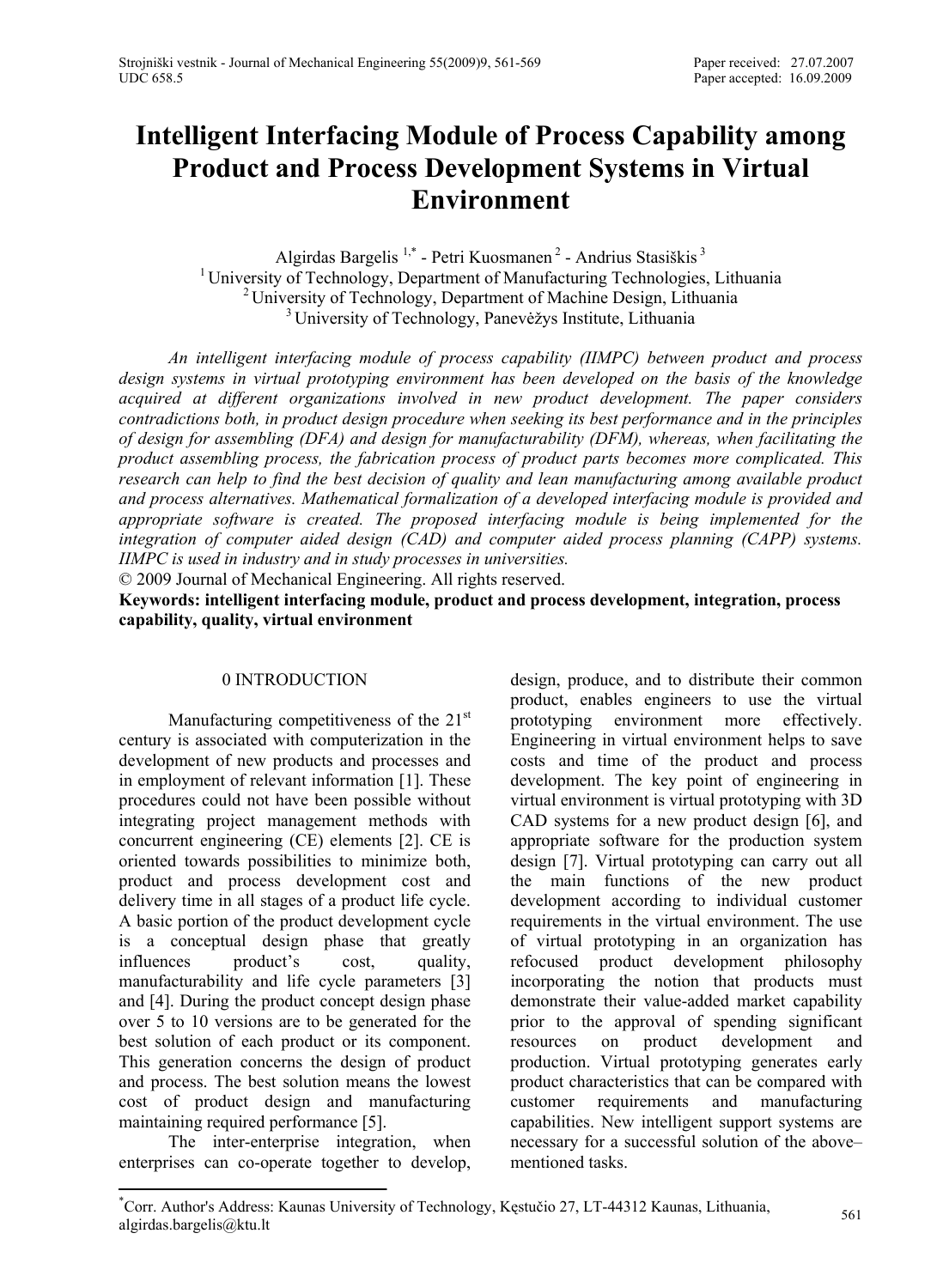# Intelligent Interfacing Module of Process Capability among Product and Process Development Systems in Virtual Environment

Algirdas Bargelis [1,*] - Petri Kuosmanen [2] - Andrius Stasiškis [3]

[1] University of Technology, Department of Manufacturing Technologies, Lithuania
[2] University of Technology, Department of Machine Design, Lithuania
[3] University of Technology, Panevėžys Institute, Lithuania

*An intelligent interfacing module of process capability (IIMPC) between product and process design systems in virtual prototyping environment has been developed on the basis of the knowledge acquired at different organizations involved in new product development. The paper considers contradictions both, in product design procedure when seeking its best performance and in the principles of design for assembling (DFA) and design for manufacturability (DFM), whereas, when facilitating the product assembling process, the fabrication process of product parts becomes more complicated. This research can help to find the best decision of quality and lean manufacturing among available product and process alternatives. Mathematical formalization of a developed interfacing module is provided and appropriate software is created. The proposed interfacing module is being implemented for the integration of computer aided design (CAD) and computer aided process planning (CAPP) systems. IIMPC is used in industry and in study processes in universities.*

© 2009 Journal of Mechanical Engineering. All rights reserved.

**Keywords: intelligent interfacing module, product and process development, integration, process capability, quality, virtual environment**

## 0 INTRODUCTION

Manufacturing competitiveness of the 21st century is associated with computerization in the development of new products and processes and in employment of relevant information [1]. These procedures could not have been possible without integrating project management methods with concurrent engineering (CE) elements [2]. CE is oriented towards possibilities to minimize both, product and process development cost and delivery time in all stages of a product life cycle. A basic portion of the product development cycle is a conceptual design phase that greatly influences product's cost, quality, manufacturability and life cycle parameters [3] and [4]. During the product concept design phase over 5 to 10 versions are to be generated for the best solution of each product or its component. This generation concerns the design of product and process. The best solution means the lowest cost of product design and manufacturing maintaining required performance [5].

The inter-enterprise integration, when enterprises can co-operate together to develop, design, produce, and to distribute their common product, enables engineers to use the virtual prototyping environment more effectively. Engineering in virtual environment helps to save costs and time of the product and process development. The key point of engineering in virtual environment is virtual prototyping with 3D CAD systems for a new product design [6], and appropriate software for the production system design [7]. Virtual prototyping can carry out all the main functions of the new product development according to individual customer requirements in the virtual environment. The use of virtual prototyping in an organization has refocused product development philosophy incorporating the notion that products must demonstrate their value-added market capability prior to the approval of spending significant resources on product development and production. Virtual prototyping generates early product characteristics that can be compared with customer requirements and manufacturing capabilities. New intelligent support systems are necessary for a successful solution of the above–mentioned tasks.

---

*Corr. Author's Address: Kaunas University of Technology, Kęstučio 27, LT-44312 Kaunas, Lithuania, algirdas.bargelis@ktu.lt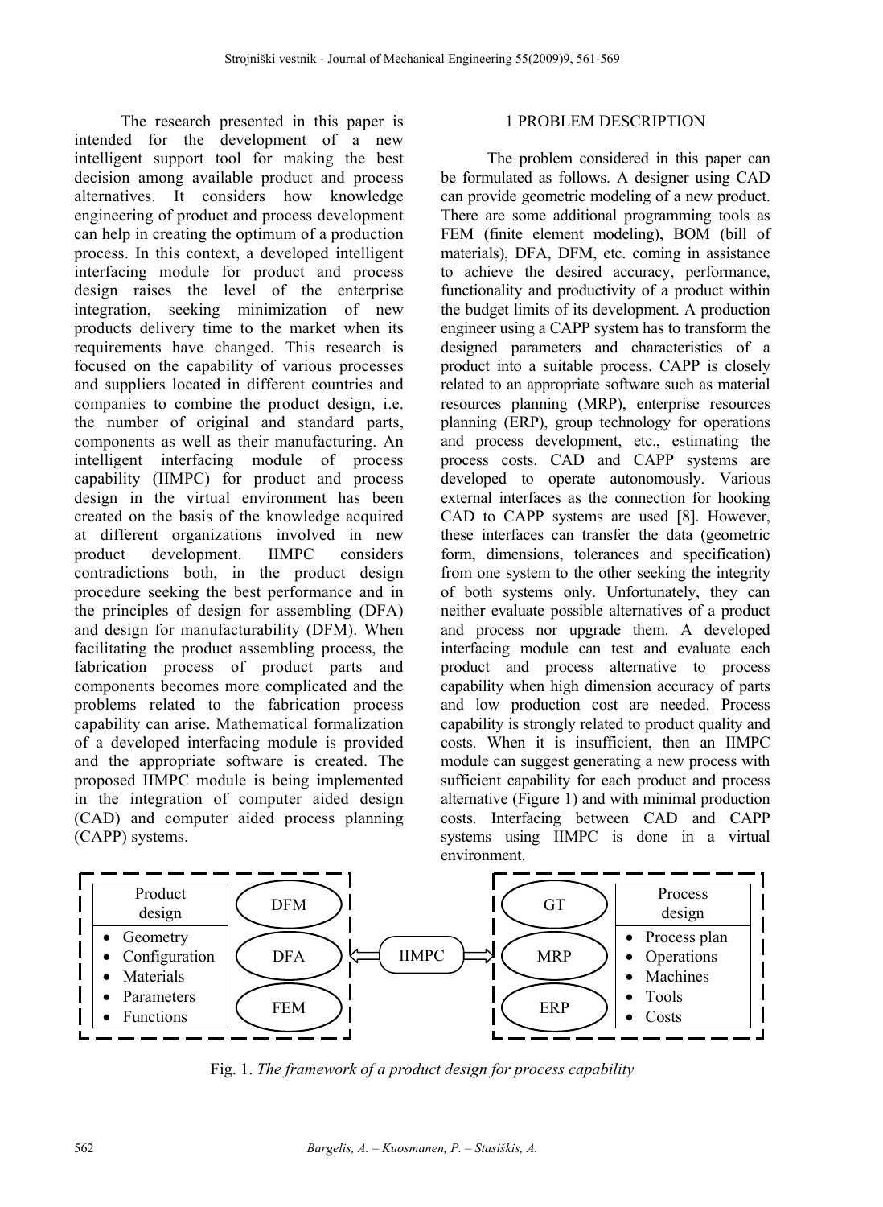The research presented in this paper is intended for the development of a new intelligent support tool for making the best decision among available product and process alternatives. It considers how knowledge engineering of product and process development can help in creating the optimum of a production process. In this context, a developed intelligent interfacing module for product and process design raises the level of the enterprise integration, seeking minimization of new products delivery time to the market when its requirements have changed. This research is focused on the capability of various processes and suppliers located in different countries and companies to combine the product design, i.e. the number of original and standard parts, components as well as their manufacturing. An intelligent interfacing module of process capability (IIMPC) for product and process design in the virtual environment has been created on the basis of the knowledge acquired at different organizations involved in new product development. IIMPC considers contradictions both, in the product design procedure seeking the best performance and in the principles of design for assembling (DFA) and design for manufacturability (DFM). When facilitating the product assembling process, the fabrication process of product parts and components becomes more complicated and the problems related to the fabrication process capability can arise. Mathematical formalization of a developed interfacing module is provided and the appropriate software is created. The proposed IIMPC module is being implemented in the integration of computer aided design (CAD) and computer aided process planning (CAPP) systems.

## 1 PROBLEM DESCRIPTION

The problem considered in this paper can be formulated as follows. A designer using CAD can provide geometric modeling of a new product. There are some additional programming tools as FEM (finite element modeling), BOM (bill of materials), DFA, DFM, etc. coming in assistance to achieve the desired accuracy, performance, functionality and productivity of a product within the budget limits of its development. A production engineer using a CAPP system has to transform the designed parameters and characteristics of a product into a suitable process. CAPP is closely related to an appropriate software such as material resources planning (MRP), enterprise resources planning (ERP), group technology for operations and process development, etc., estimating the process costs. CAD and CAPP systems are developed to operate autonomously. Various external interfaces as the connection for hooking CAD to CAPP systems are used [8]. However, these interfaces can transfer the data (geometric form, dimensions, tolerances and specification) from one system to the other seeking the integrity of both systems only. Unfortunately, they can neither evaluate possible alternatives of a product and process nor upgrade them. A developed interfacing module can test and evaluate each product and process alternative to process capability when high dimension accuracy of parts and low production cost are needed. Process capability is strongly related to product quality and costs. When it is insufficient, then an IIMPC module can suggest generating a new process with sufficient capability for each product and process alternative (Figure 1) and with minimal production costs. Interfacing between CAD and CAPP systems using IIMPC is done in a virtual environment.

| Product design | | IIMPC | | Process design |
|---|---|---|---|---|
| • Geometry<br>• Configuration<br>• Materials<br>• Parameters<br>• Functions | DFM<br>DFA<br>FEM | ⇔ | GT<br>MRP<br>ERP | • Process plan<br>• Operations<br>• Machines<br>• Tools<br>• Costs |

Fig. 1. *The framework of a product design for process capability*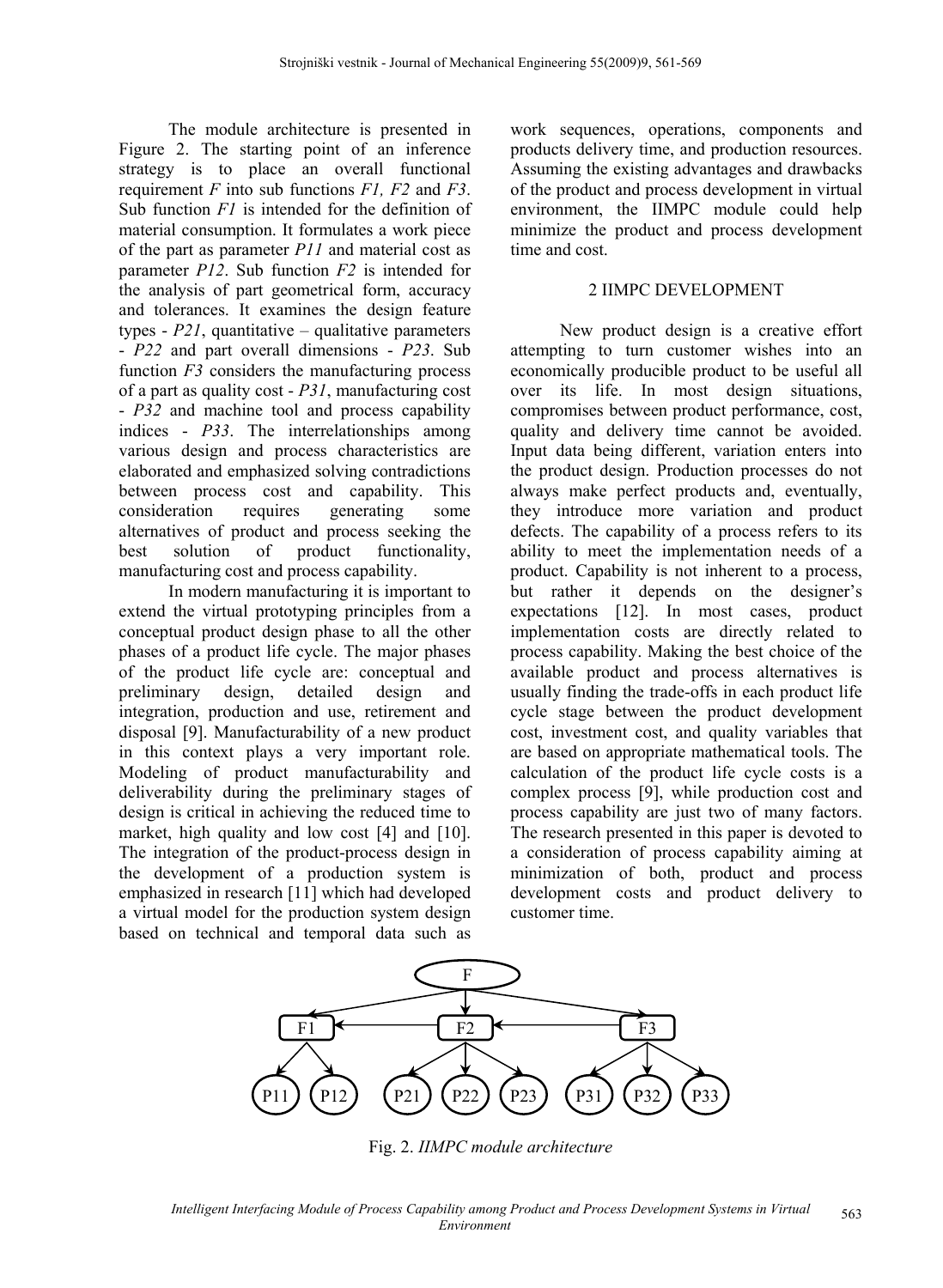The module architecture is presented in Figure 2. The starting point of an inference strategy is to place an overall functional requirement *F* into sub functions *F1, F2* and *F3*. Sub function *F1* is intended for the definition of material consumption. It formulates a work piece of the part as parameter *P11* and material cost as parameter *P12*. Sub function *F2* is intended for the analysis of part geometrical form, accuracy and tolerances. It examines the design feature types - *P21*, quantitative – qualitative parameters - *P22* and part overall dimensions - *P23*. Sub function *F3* considers the manufacturing process of a part as quality cost - *P31*, manufacturing cost - *P32* and machine tool and process capability indices - *P33*. The interrelationships among various design and process characteristics are elaborated and emphasized solving contradictions between process cost and capability. This consideration requires generating some alternatives of product and process seeking the best solution of product functionality, manufacturing cost and process capability.

In modern manufacturing it is important to extend the virtual prototyping principles from a conceptual product design phase to all the other phases of a product life cycle. The major phases of the product life cycle are: conceptual and preliminary design, detailed design and integration, production and use, retirement and disposal [9]. Manufacturability of a new product in this context plays a very important role. Modeling of product manufacturability and deliverability during the preliminary stages of design is critical in achieving the reduced time to market, high quality and low cost [4] and [10]. The integration of the product-process design in the development of a production system is emphasized in research [11] which had developed a virtual model for the production system design based on technical and temporal data such as work sequences, operations, components and products delivery time, and production resources. Assuming the existing advantages and drawbacks of the product and process development in virtual environment, the IIMPC module could help minimize the product and process development time and cost.

## 2 IIMPC DEVELOPMENT

New product design is a creative effort attempting to turn customer wishes into an economically producible product to be useful all over its life. In most design situations, compromises between product performance, cost, quality and delivery time cannot be avoided. Input data being different, variation enters into the product design. Production processes do not always make perfect products and, eventually, they introduce more variation and product defects. The capability of a process refers to its ability to meet the implementation needs of a product. Capability is not inherent to a process, but rather it depends on the designer's expectations [12]. In most cases, product implementation costs are directly related to process capability. Making the best choice of the available product and process alternatives is usually finding the trade-offs in each product life cycle stage between the product development cost, investment cost, and quality variables that are based on appropriate mathematical tools. The calculation of the product life cycle costs is a complex process [9], while production cost and process capability are just two of many factors. The research presented in this paper is devoted to a consideration of process capability aiming at minimization of both, product and process development costs and product delivery to customer time.

```
                         F
          ┌──────────────┼──────────────┐
          v              v              v
         F1 <────────── F2 <────────── F3
        /  \          /  |  \        /  |  \
     P11   P12     P21  P22  P23   P31  P32  P33
```

Fig. 2. *IIMPC module architecture*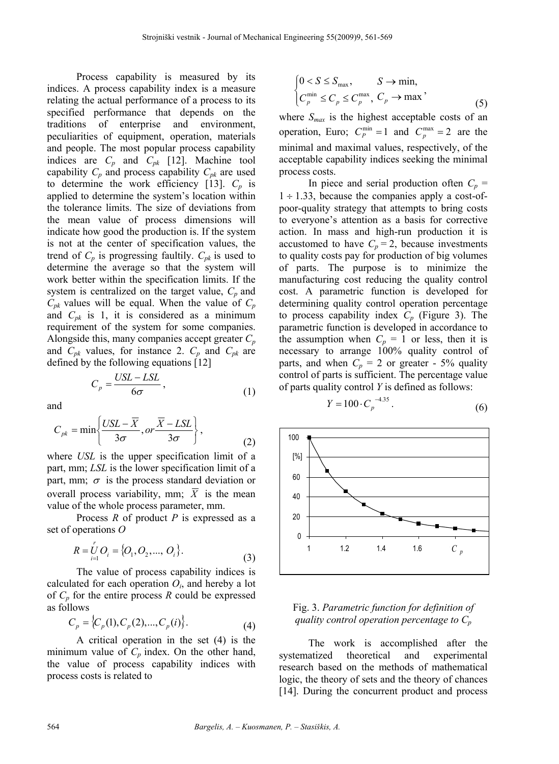Process capability is measured by its indices. A process capability index is a measure relating the actual performance of a process to its specified performance that depends on the traditions of enterprise and environment, peculiarities of equipment, operation, materials and people. The most popular process capability indices are $C_p$ and $C_{pk}$ [12]. Machine tool capability $C_p$ and process capability $C_{pk}$ are used to determine the work efficiency [13]. $C_p$ is applied to determine the system's location within the tolerance limits. The size of deviations from the mean value of process dimensions will indicate how good the production is. If the system is not at the center of specification values, the trend of $C_p$ is progressing faultily. $C_{pk}$ is used to determine the average so that the system will work better within the specification limits. If the system is centralized on the target value, $C_p$ and $C_{pk}$ values will be equal. When the value of $C_p$ and $C_{pk}$ is 1, it is considered as a minimum requirement of the system for some companies. Alongside this, many companies accept greater $C_p$ and $C_{pk}$ values, for instance 2. $C_p$ and $C_{pk}$ are defined by the following equations [12]

$$C_p = \frac{USL - LSL}{6\sigma}, \tag{1}$$

and

$$C_{pk} = \min\left\{\frac{USL - \overline{X}}{3\sigma}, or \frac{\overline{X} - LSL}{3\sigma}\right\}, \tag{2}$$

where $USL$ is the upper specification limit of a part, mm; $LSL$ is the lower specification limit of a part, mm; $\sigma$ is the process standard deviation or overall process variability, mm; $\overline{X}$ is the mean value of the whole process parameter, mm.

Process $R$ of product $P$ is expressed as a set of operations $O$

$$R = \bigcup_{i=1}^{r} O_i = \{O_1, O_2, ..., O_i\}. \tag{3}$$

The value of process capability indices is calculated for each operation $O_i$, and hereby a lot of $C_p$ for the entire process $R$ could be expressed as follows

$$C_p = \{C_p(1), C_p(2), ..., C_p(i)\}. \tag{4}$$

A critical operation in the set (4) is the minimum value of $C_p$ index. On the other hand, the value of process capability indices with process costs is related to

$$\begin{cases} 0 < S \le S_{max}, & S \to \min, \\ C_p^{\min} \le C_p \le C_p^{\max}, & C_p \to \max \end{cases}, \tag{5}$$

where $S_{max}$ is the highest acceptable costs of an operation, Euro; $C_P^{\min} = 1$ and $C_p^{\max} = 2$ are the minimal and maximal values, respectively, of the acceptable capability indices seeking the minimal process costs.

In piece and serial production often $C_p = 1 \div 1.33$, because the companies apply a cost-of-poor-quality strategy that attempts to bring costs to everyone's attention as a basis for corrective action. In mass and high-run production it is accustomed to have $C_p = 2$, because investments to quality costs pay for production of big volumes of parts. The purpose is to minimize the manufacturing cost reducing the quality control cost. A parametric function is developed for determining quality control operation percentage to process capability index $C_p$ (Figure 3). The parametric function is developed in accordance to the assumption when $C_p = 1$ or less, then it is necessary to arrange 100% quality control of parts, and when $C_p = 2$ or greater - 5% quality control of parts is sufficient. The percentage value of parts quality control $Y$ is defined as follows:

$$Y = 100 \cdot C_p^{-4.35}. \tag{6}$$

Fig. 3. *Parametric function for definition of quality control operation percentage to $C_p$*

The work is accomplished after the systematized theoretical and experimental research based on the methods of mathematical logic, the theory of sets and the theory of chances [14]. During the concurrent product and process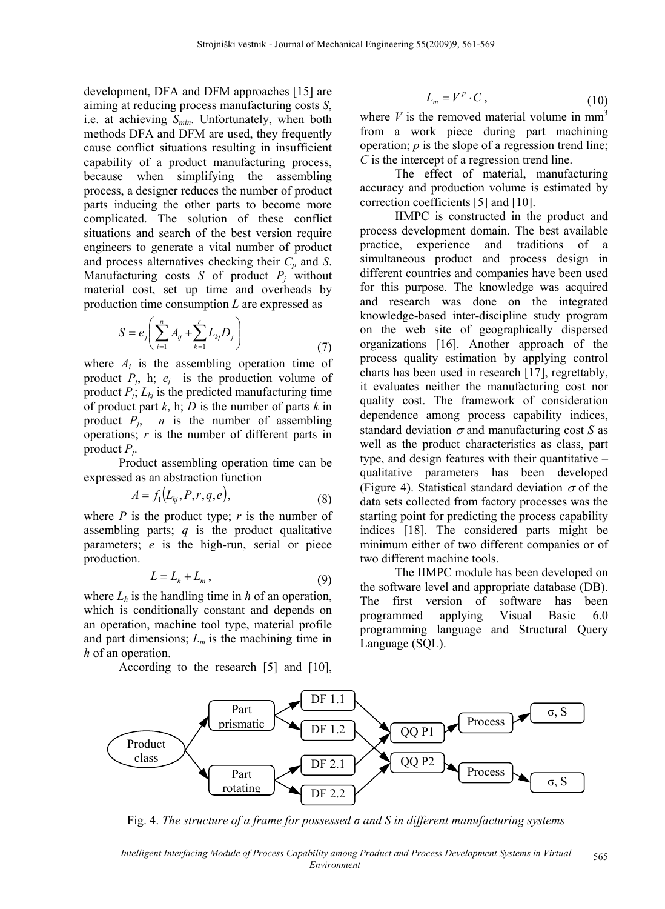development, DFA and DFM approaches [15] are aiming at reducing process manufacturing costs $S$, i.e. at achieving $S_{min}$. Unfortunately, when both methods DFA and DFM are used, they frequently cause conflict situations resulting in insufficient capability of a product manufacturing process, because when simplifying the assembling process, a designer reduces the number of product parts inducing the other parts to become more complicated. The solution of these conflict situations and search of the best version require engineers to generate a vital number of product and process alternatives checking their $C_p$ and $S$. Manufacturing costs $S$ of product $P_j$ without material cost, set up time and overheads by production time consumption $L$ are expressed as

$$S = e_j \left( \sum_{i=1}^{n} A_{ij} + \sum_{k=1}^{r} L_{kj} D_j \right) \tag{7}$$

where $A_i$ is the assembling operation time of product $P_j$, h; $e_j$ is the production volume of product $P_j$; $L_{kj}$ is the predicted manufacturing time of product part $k$, h; $D$ is the number of parts $k$ in product $P_j$, $n$ is the number of assembling operations; $r$ is the number of different parts in product $P_j$.

Product assembling operation time can be expressed as an abstraction function

$$A = f_1(L_{kj}, P, r, q, e), \tag{8}$$

where $P$ is the product type; $r$ is the number of assembling parts; $q$ is the product qualitative parameters; $e$ is the high-run, serial or piece production.

$$L = L_h + L_m, \tag{9}$$

where $L_h$ is the handling time in $h$ of an operation, which is conditionally constant and depends on an operation, machine tool type, material profile and part dimensions; $L_m$ is the machining time in $h$ of an operation.

According to the research [5] and [10],

$$L_m = V^p \cdot C, \tag{10}$$

where $V$ is the removed material volume in mm$^3$ from a work piece during part machining operation; $p$ is the slope of a regression trend line; $C$ is the intercept of a regression trend line.

The effect of material, manufacturing accuracy and production volume is estimated by correction coefficients [5] and [10].

IIMPC is constructed in the product and process development domain. The best available practice, experience and traditions of a simultaneous product and process design in different countries and companies have been used for this purpose. The knowledge was acquired and research was done on the integrated knowledge-based inter-discipline study program on the web site of geographically dispersed organizations [16]. Another approach of the process quality estimation by applying control charts has been used in research [17], regrettably, it evaluates neither the manufacturing cost nor quality cost. The framework of consideration dependence among process capability indices, standard deviation $\sigma$ and manufacturing cost $S$ as well as the product characteristics as class, part type, and design features with their quantitative – qualitative parameters has been developed (Figure 4). Statistical standard deviation $\sigma$ of the data sets collected from factory processes was the starting point for predicting the process capability indices [18]. The considered parts might be minimum either of two different companies or of two different machine tools.

The IIMPC module has been developed on the software level and appropriate database (DB). The first version of software has been programmed applying Visual Basic 6.0 programming language and Structural Query Language (SQL).

Fig. 4. *The structure of a frame for possessed σ and S in different manufacturing systems*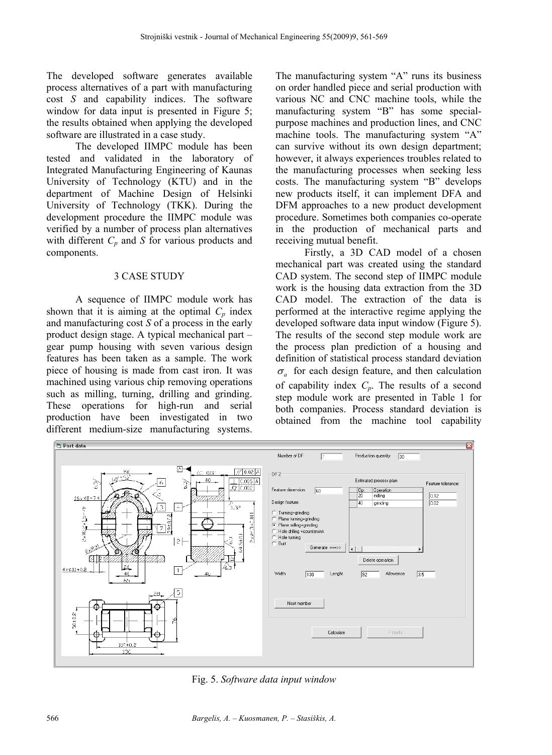The developed software generates available process alternatives of a part with manufacturing cost $S$ and capability indices. The software window for data input is presented in Figure 5; the results obtained when applying the developed software are illustrated in a case study.

The developed IIMPC module has been tested and validated in the laboratory of Integrated Manufacturing Engineering of Kaunas University of Technology (KTU) and in the department of Machine Design of Helsinki University of Technology (TKK). During the development procedure the IIMPC module was verified by a number of process plan alternatives with different $C_p$ and $S$ for various products and components.

## 3 CASE STUDY

A sequence of IIMPC module work has shown that it is aiming at the optimal $C_p$ index and manufacturing cost $S$ of a process in the early product design stage. A typical mechanical part – gear pump housing with seven various design features has been taken as a sample. The work piece of housing is made from cast iron. It was machined using various chip removing operations such as milling, turning, drilling and grinding. These operations for high-run and serial production have been investigated in two different medium-size manufacturing systems. The manufacturing system "A" runs its business on order handled piece and serial production with various NC and CNC machine tools, while the manufacturing system "B" has some special-purpose machines and production lines, and CNC machine tools. The manufacturing system "A" can survive without its own design department; however, it always experiences troubles related to the manufacturing processes when seeking less costs. The manufacturing system "B" develops new products itself, it can implement DFA and DFM approaches to a new product development procedure. Sometimes both companies co-operate in the production of mechanical parts and receiving mutual benefit.

Firstly, a 3D CAD model of a chosen mechanical part was created using the standard CAD system. The second step of IIMPC module work is the housing data extraction from the 3D CAD model. The extraction of the data is performed at the interactive regime applying the developed software data input window (Figure 5). The results of the second step module work are the process plan prediction of a housing and definition of statistical process standard deviation $\sigma_a$ for each design feature, and then calculation of capability index $C_p$. The results of a second step module work are presented in Table 1 for both companies. Process standard deviation is obtained from the machine tool capability

Fig. 5. *Software data input window*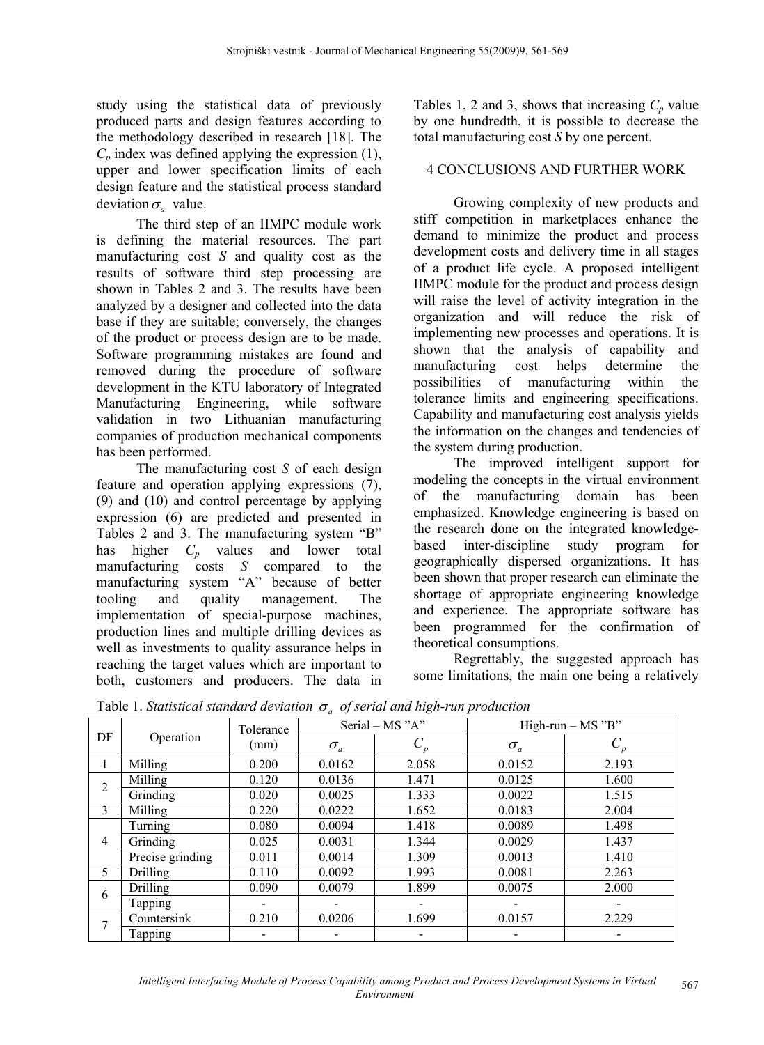study using the statistical data of previously produced parts and design features according to the methodology described in research [18]. The $C_p$ index was defined applying the expression (1), upper and lower specification limits of each design feature and the statistical process standard deviation $\sigma_a$ value.

The third step of an IIMPC module work is defining the material resources. The part manufacturing cost $S$ and quality cost as the results of software third step processing are shown in Tables 2 and 3. The results have been analyzed by a designer and collected into the data base if they are suitable; conversely, the changes of the product or process design are to be made. Software programming mistakes are found and removed during the procedure of software development in the KTU laboratory of Integrated Manufacturing Engineering, while software validation in two Lithuanian manufacturing companies of production mechanical components has been performed.

The manufacturing cost $S$ of each design feature and operation applying expressions (7), (9) and (10) and control percentage by applying expression (6) are predicted and presented in Tables 2 and 3. The manufacturing system "B" has higher $C_p$ values and lower total manufacturing costs $S$ compared to the manufacturing system "A" because of better tooling and quality management. The implementation of special-purpose machines, production lines and multiple drilling devices as well as investments to quality assurance helps in reaching the target values which are important to both, customers and producers. The data in Tables 1, 2 and 3, shows that increasing $C_p$ value by one hundredth, it is possible to decrease the total manufacturing cost $S$ by one percent.

## 4 CONCLUSIONS AND FURTHER WORK

Growing complexity of new products and stiff competition in marketplaces enhance the demand to minimize the product and process development costs and delivery time in all stages of a product life cycle. A proposed intelligent IIMPC module for the product and process design will raise the level of activity integration in the organization and will reduce the risk of implementing new processes and operations. It is shown that the analysis of capability and manufacturing cost helps determine the possibilities of manufacturing within the tolerance limits and engineering specifications. Capability and manufacturing cost analysis yields the information on the changes and tendencies of the system during production.

The improved intelligent support for modeling the concepts in the virtual environment of the manufacturing domain has been emphasized. Knowledge engineering is based on the research done on the integrated knowledge-based inter-discipline study program for geographically dispersed organizations. It has been shown that proper research can eliminate the shortage of appropriate engineering knowledge and experience. The appropriate software has been programmed for the confirmation of theoretical consumptions.

Regrettably, the suggested approach has some limitations, the main one being a relatively

Table 1. *Statistical standard deviation $\sigma_a$ of serial and high-run production*

| DF | Operation | Tolerance (mm) | Serial – MS "A" | | High-run – MS "B" | |
|---|---|---|---|---|---|---|
| | | | $\sigma_a$ | $C_p$ | $\sigma_a$ | $C_p$ |
| 1 | Milling | 0.200 | 0.0162 | 2.058 | 0.0152 | 2.193 |
| 2 | Milling | 0.120 | 0.0136 | 1.471 | 0.0125 | 1.600 |
| | Grinding | 0.020 | 0.0025 | 1.333 | 0.0022 | 1.515 |
| 3 | Milling | 0.220 | 0.0222 | 1.652 | 0.0183 | 2.004 |
| 4 | Turning | 0.080 | 0.0094 | 1.418 | 0.0089 | 1.498 |
| | Grinding | 0.025 | 0.0031 | 1.344 | 0.0029 | 1.437 |
| | Precise grinding | 0.011 | 0.0014 | 1.309 | 0.0013 | 1.410 |
| 5 | Drilling | 0.110 | 0.0092 | 1.993 | 0.0081 | 2.263 |
| 6 | Drilling | 0.090 | 0.0079 | 1.899 | 0.0075 | 2.000 |
| | Tapping | - | - | - | - | - |
| 7 | Countersink | 0.210 | 0.0206 | 1.699 | 0.0157 | 2.229 |
| | Tapping | - | - | - | - | - |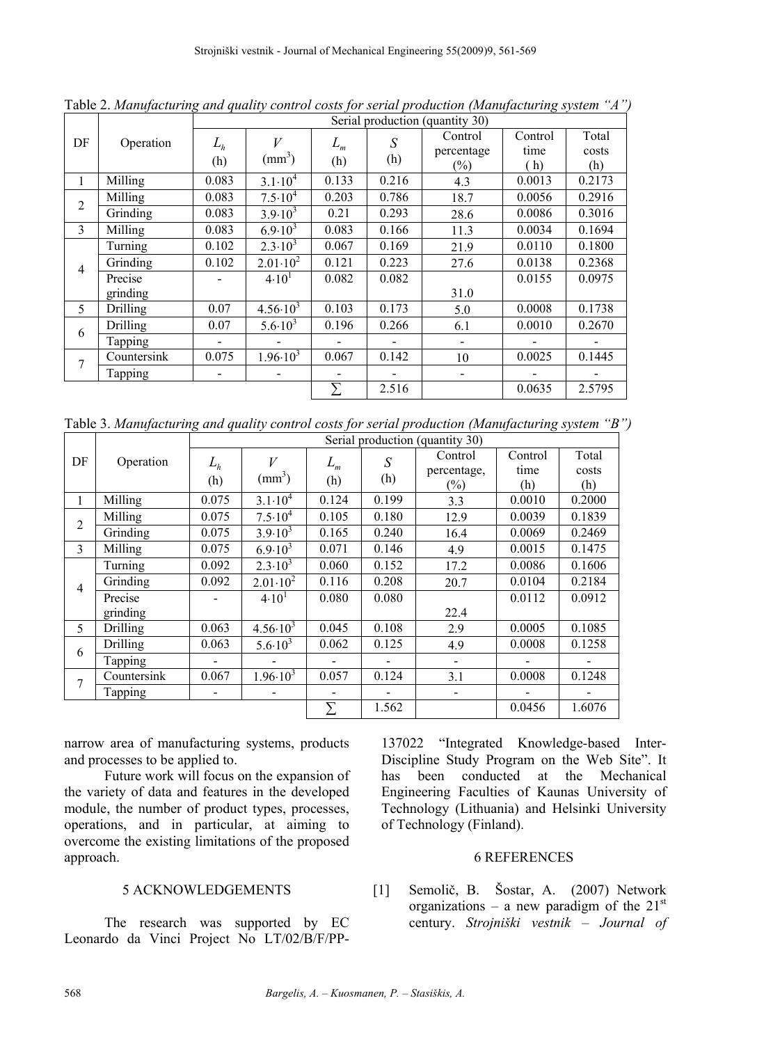Table 2. *Manufacturing and quality control costs for serial production (Manufacturing system "A")*

| DF | Operation | Serial production (quantity 30) | | | | | | |
|---|---|---|---|---|---|---|---|---|
| | | $L_h$ (h) | $V$ (mm$^3$) | $L_m$ (h) | $S$ (h) | Control percentage (%) | Control time (h) | Total costs (h) |
| 1 | Milling | 0.083 | $3.1\cdot10^4$ | 0.133 | 0.216 | 4.3 | 0.0013 | 0.2173 |
| 2 | Milling | 0.083 | $7.5\cdot10^4$ | 0.203 | 0.786 | 18.7 | 0.0056 | 0.2916 |
| | Grinding | 0.083 | $3.9\cdot10^3$ | 0.21 | 0.293 | 28.6 | 0.0086 | 0.3016 |
| 3 | Milling | 0.083 | $6.9\cdot10^3$ | 0.083 | 0.166 | 11.3 | 0.0034 | 0.1694 |
| 4 | Turning | 0.102 | $2.3\cdot10^3$ | 0.067 | 0.169 | 21.9 | 0.0110 | 0.1800 |
| | Grinding | 0.102 | $2.01\cdot10^2$ | 0.121 | 0.223 | 27.6 | 0.0138 | 0.2368 |
| | Precise grinding | - | $4\cdot10^1$ | 0.082 | 0.082 | 31.0 | 0.0155 | 0.0975 |
| 5 | Drilling | 0.07 | $4.56\cdot10^3$ | 0.103 | 0.173 | 5.0 | 0.0008 | 0.1738 |
| 6 | Drilling | 0.07 | $5.6\cdot10^3$ | 0.196 | 0.266 | 6.1 | 0.0010 | 0.2670 |
| | Tapping | - | - | - | - | - | - | - |
| 7 | Countersink | 0.075 | $1.96\cdot10^3$ | 0.067 | 0.142 | 10 | 0.0025 | 0.1445 |
| | Tapping | - | - | - | - | - | - | - |
| | | | | $\sum$ | 2.516 | | 0.0635 | 2.5795 |

Table 3. *Manufacturing and quality control costs for serial production (Manufacturing system "B")*

| DF | Operation | Serial production (quantity 30) | | | | | | |
|---|---|---|---|---|---|---|---|---|
| | | $L_h$ (h) | $V$ (mm$^3$) | $L_m$ (h) | $S$ (h) | Control percentage, (%) | Control time (h) | Total costs (h) |
| 1 | Milling | 0.075 | $3.1\cdot10^4$ | 0.124 | 0.199 | 3.3 | 0.0010 | 0.2000 |
| 2 | Milling | 0.075 | $7.5\cdot10^4$ | 0.105 | 0.180 | 12.9 | 0.0039 | 0.1839 |
| | Grinding | 0.075 | $3.9\cdot10^3$ | 0.165 | 0.240 | 16.4 | 0.0069 | 0.2469 |
| 3 | Milling | 0.075 | $6.9\cdot10^3$ | 0.071 | 0.146 | 4.9 | 0.0015 | 0.1475 |
| 4 | Turning | 0.092 | $2.3\cdot10^3$ | 0.060 | 0.152 | 17.2 | 0.0086 | 0.1606 |
| | Grinding | 0.092 | $2.01\cdot10^2$ | 0.116 | 0.208 | 20.7 | 0.0104 | 0.2184 |
| | Precise grinding | - | $4\cdot10^1$ | 0.080 | 0.080 | 22.4 | 0.0112 | 0.0912 |
| 5 | Drilling | 0.063 | $4.56\cdot10^3$ | 0.045 | 0.108 | 2.9 | 0.0005 | 0.1085 |
| 6 | Drilling | 0.063 | $5.6\cdot10^3$ | 0.062 | 0.125 | 4.9 | 0.0008 | 0.1258 |
| | Tapping | - | - | - | - | - | - | - |
| 7 | Countersink | 0.067 | $1.96\cdot10^3$ | 0.057 | 0.124 | 3.1 | 0.0008 | 0.1248 |
| | Tapping | - | - | - | - | - | - | - |
| | | | | $\sum$ | 1.562 | | 0.0456 | 1.6076 |

narrow area of manufacturing systems, products and processes to be applied to.

Future work will focus on the expansion of the variety of data and features in the developed module, the number of product types, processes, operations, and in particular, at aiming to overcome the existing limitations of the proposed approach.

## 5 ACKNOWLEDGEMENTS

The research was supported by EC Leonardo da Vinci Project No LT/02/B/F/PP-137022 "Integrated Knowledge-based Inter-Discipline Study Program on the Web Site". It has been conducted at the Mechanical Engineering Faculties of Kaunas University of Technology (Lithuania) and Helsinki University of Technology (Finland).

## 6 REFERENCES

[1] Semolič, B. Šostar, A. (2007) Network organizations – a new paradigm of the 21st century. *Strojniški vestnik – Journal of*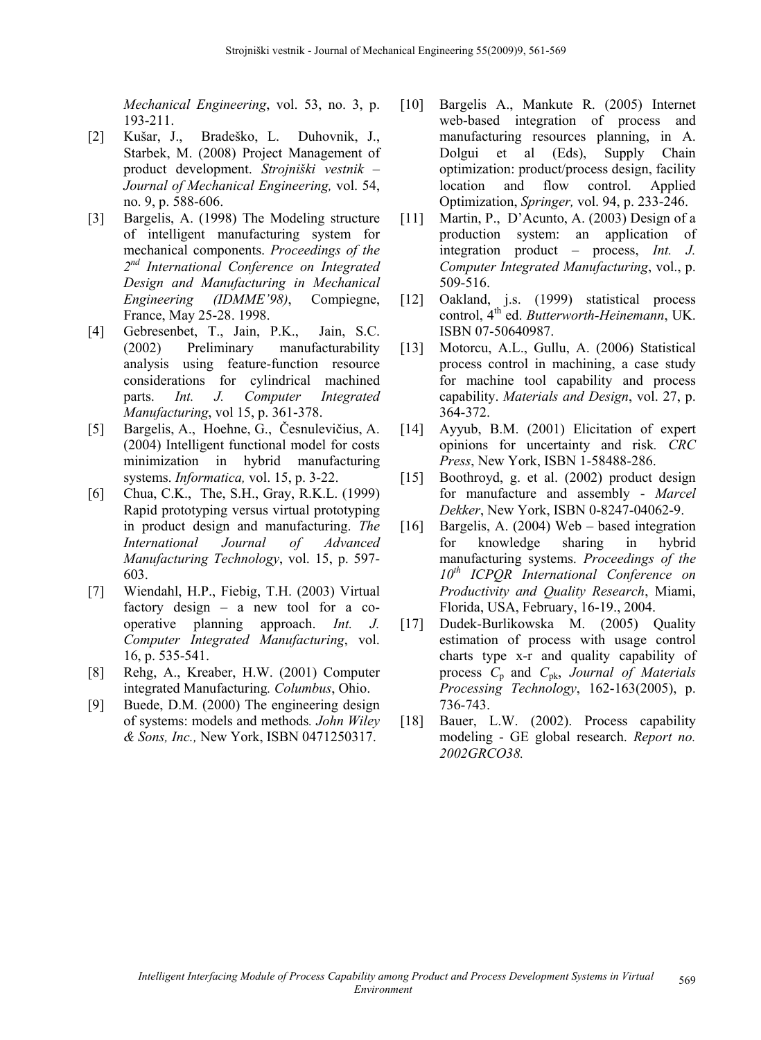*Mechanical Engineering*, vol. 53, no. 3, p. 193-211.

[2] Kušar, J., Bradeško, L. Duhovnik, J., Starbek, M. (2008) Project Management of product development. *Strojniški vestnik – Journal of Mechanical Engineering,* vol. 54, no. 9, p. 588-606.

[3] Bargelis, A. (1998) The Modeling structure of intelligent manufacturing system for mechanical components. *Proceedings of the 2nd International Conference on Integrated Design and Manufacturing in Mechanical Engineering (IDMME'98)*, Compiegne, France, May 25-28. 1998.

[4] Gebresenbet, T., Jain, P.K., Jain, S.C. (2002) Preliminary manufacturability analysis using feature-function resource considerations for cylindrical machined parts. *Int. J. Computer Integrated Manufacturing*, vol 15, p. 361-378.

[5] Bargelis, A., Hoehne, G., Česnulevičius, A. (2004) Intelligent functional model for costs minimization in hybrid manufacturing systems. *Informatica,* vol. 15, p. 3-22.

[6] Chua, C.K., The, S.H., Gray, R.K.L. (1999) Rapid prototyping versus virtual prototyping in product design and manufacturing. *The International Journal of Advanced Manufacturing Technology*, vol. 15, p. 597-603.

[7] Wiendahl, H.P., Fiebig, T.H. (2003) Virtual factory design – a new tool for a co-operative planning approach. *Int. J. Computer Integrated Manufacturing*, vol. 16, p. 535-541.

[8] Rehg, A., Kreaber, H.W. (2001) Computer integrated Manufacturing*. Columbus*, Ohio.

[9] Buede, D.M. (2000) The engineering design of systems: models and methods*. John Wiley & Sons, Inc.,* New York, ISBN 0471250317.

[10] Bargelis A., Mankute R. (2005) Internet web-based integration of process and manufacturing resources planning, in A. Dolgui et al (Eds), Supply Chain optimization: product/process design, facility location and flow control. Applied Optimization, *Springer,* vol. 94, p. 233-246.

[11] Martin, P., D'Acunto, A. (2003) Design of a production system: an application of integration product – process, *Int. J. Computer Integrated Manufacturing*, vol., p. 509-516.

[12] Oakland, j.s. (1999) statistical process control, 4th ed. *Butterworth-Heinemann*, UK. ISBN 07-50640987.

[13] Motorcu, A.L., Gullu, A. (2006) Statistical process control in machining, a case study for machine tool capability and process capability. *Materials and Design*, vol. 27, p. 364-372.

[14] Ayyub, B.M. (2001) Elicitation of expert opinions for uncertainty and risk*. CRC Press*, New York, ISBN 1-58488-286.

[15] Boothroyd, g. et al. (2002) product design for manufacture and assembly - *Marcel Dekker*, New York, ISBN 0-8247-04062-9.

[16] Bargelis, A. (2004) Web – based integration for knowledge sharing in hybrid manufacturing systems. *Proceedings of the 10th ICPQR International Conference on Productivity and Quality Research*, Miami, Florida, USA, February, 16-19., 2004.

[17] Dudek-Burlikowska M. (2005) Quality estimation of process with usage control charts type x-r and quality capability of process $C_p$ and $C_{pk}$, *Journal of Materials Processing Technology*, 162-163(2005), p. 736-743.

[18] Bauer, L.W. (2002). Process capability modeling - GE global research. *Report no. 2002GRCO38.*